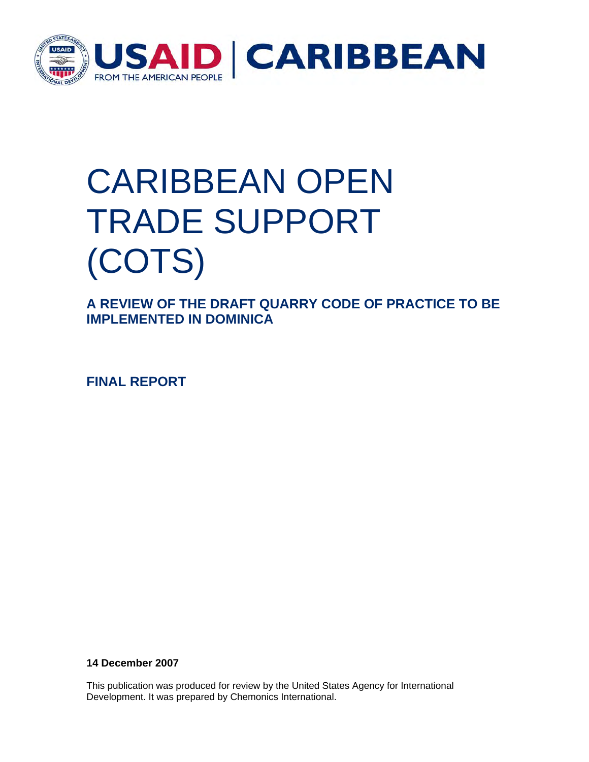USAID | CARIBBEAN

FROM THE AMERICAN PEOPLE

# CARIBBEAN OPEN TRADE SUPPORT (COTS)

## A REVIEW OF THE DRAFT QUARRY CODE OF PRACTICE TO BE IMPLEMENTED IN DOMINICA

**FINAL REPORT**

**14 December 2007**

This publication was produced for review by the United States Agency for International Development. It was prepared by Chemonics International.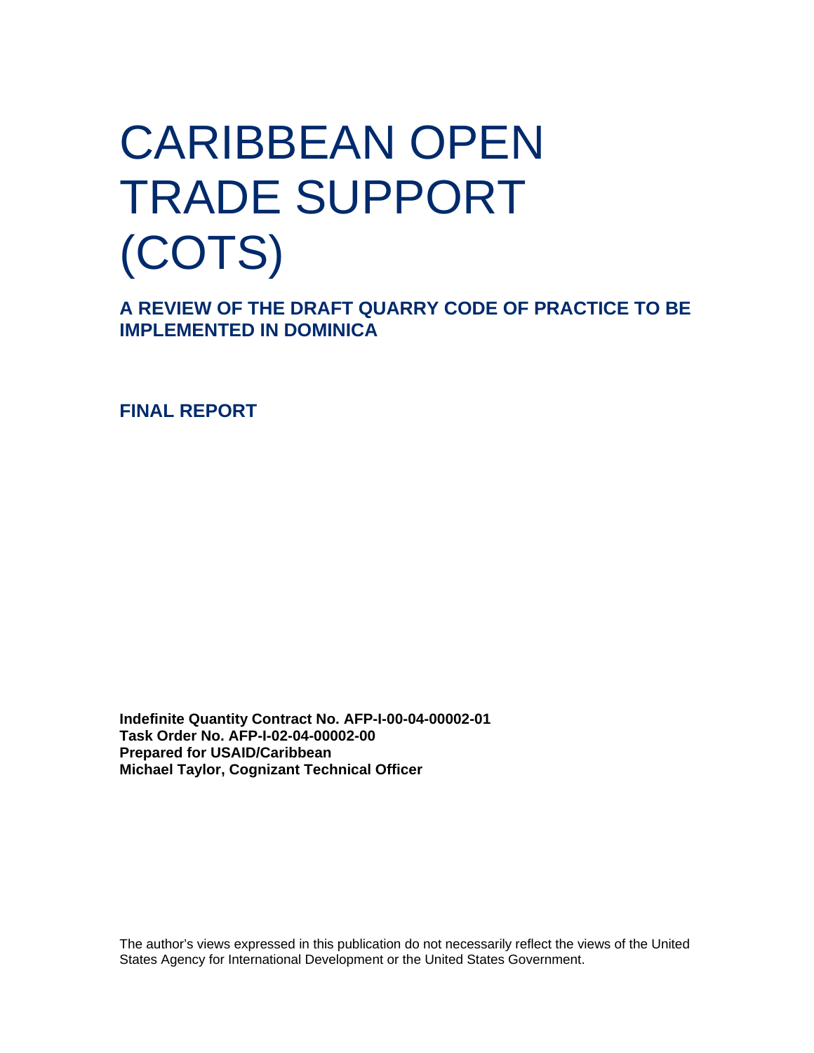# CARIBBEAN OPEN TRADE SUPPORT (COTS)

## A REVIEW OF THE DRAFT QUARRY CODE OF PRACTICE TO BE IMPLEMENTED IN DOMINICA

## FINAL REPORT

**Indefinite Quantity Contract No. AFP-I-00-04-00002-01**
**Task Order No. AFP-I-02-04-00002-00**
**Prepared for USAID/Caribbean**
**Michael Taylor, Cognizant Technical Officer**

The author's views expressed in this publication do not necessarily reflect the views of the United States Agency for International Development or the United States Government.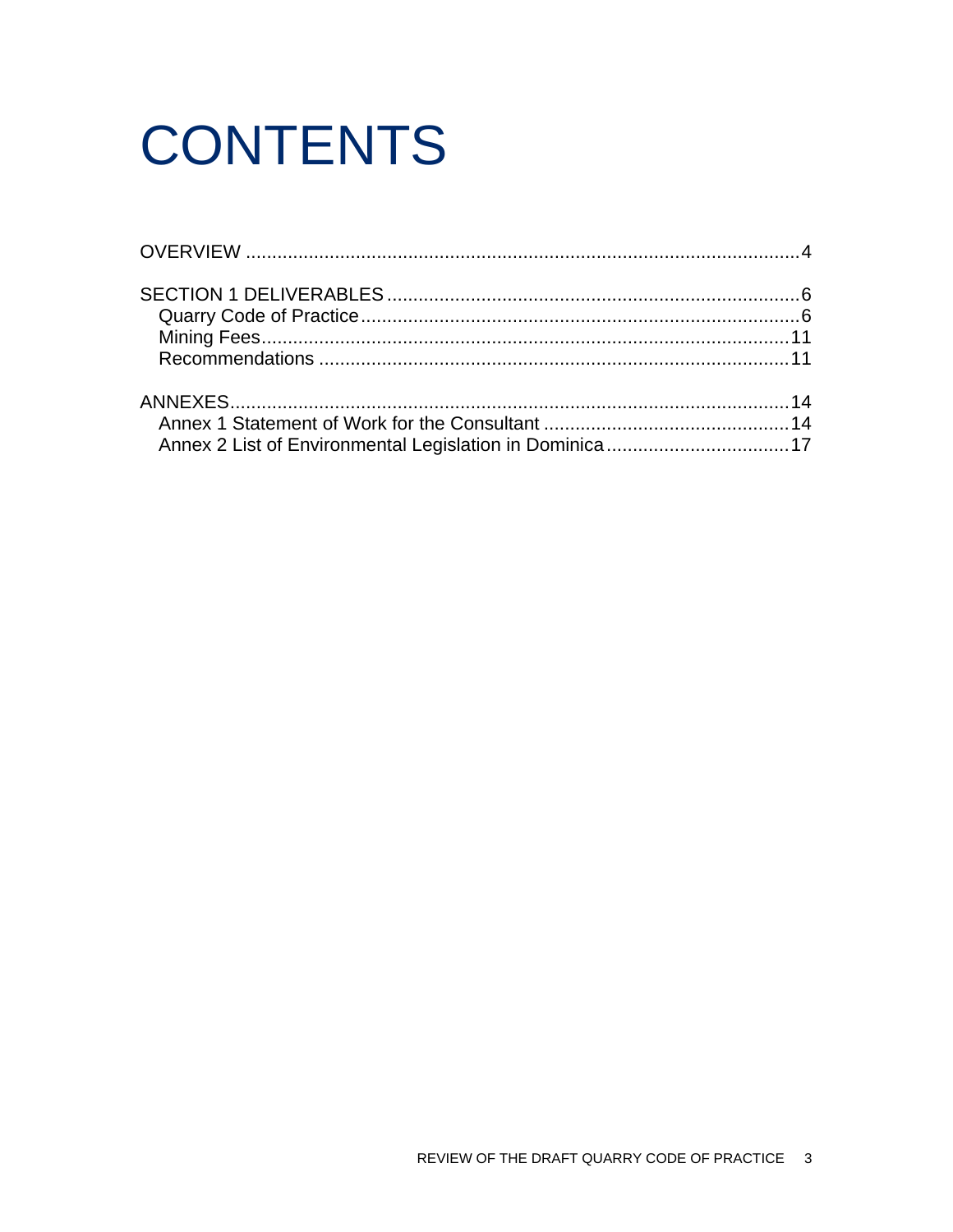# CONTENTS

OVERVIEW ....................................................................................................4

SECTION 1 DELIVERABLES ...............................................................................6
- Quarry Code of Practice...................................................................................6
- Mining Fees....................................................................................................11
- Recommendations ..........................................................................................11

ANNEXES..........................................................................................................14
- Annex 1 Statement of Work for the Consultant ...............................................14
- Annex 2 List of Environmental Legislation in Dominica ...................................17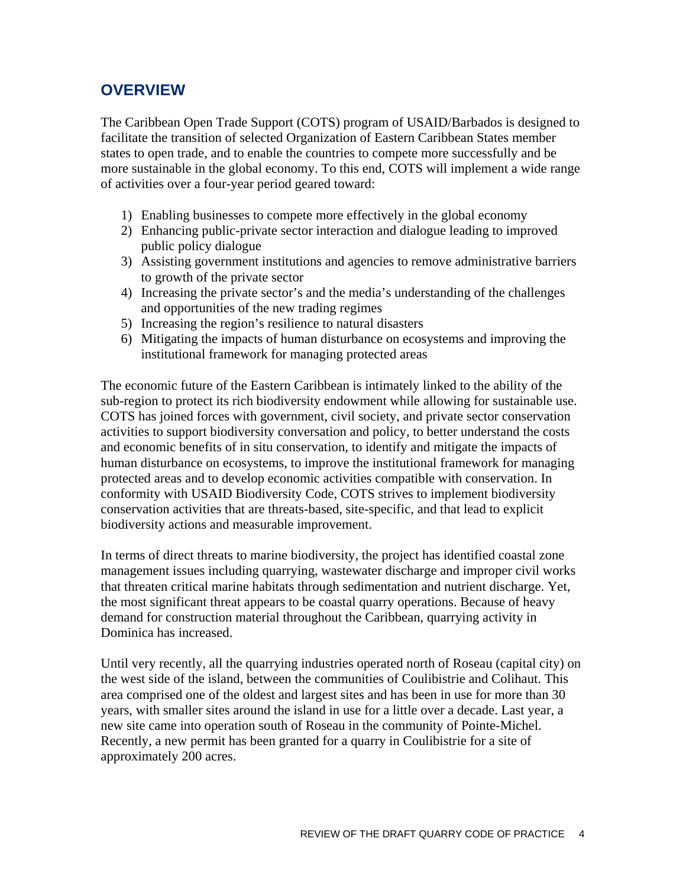## OVERVIEW

The Caribbean Open Trade Support (COTS) program of USAID/Barbados is designed to facilitate the transition of selected Organization of Eastern Caribbean States member states to open trade, and to enable the countries to compete more successfully and be more sustainable in the global economy. To this end, COTS will implement a wide range of activities over a four-year period geared toward:

1) Enabling businesses to compete more effectively in the global economy
2) Enhancing public-private sector interaction and dialogue leading to improved public policy dialogue
3) Assisting government institutions and agencies to remove administrative barriers to growth of the private sector
4) Increasing the private sector's and the media's understanding of the challenges and opportunities of the new trading regimes
5) Increasing the region's resilience to natural disasters
6) Mitigating the impacts of human disturbance on ecosystems and improving the institutional framework for managing protected areas

The economic future of the Eastern Caribbean is intimately linked to the ability of the sub-region to protect its rich biodiversity endowment while allowing for sustainable use. COTS has joined forces with government, civil society, and private sector conservation activities to support biodiversity conversation and policy, to better understand the costs and economic benefits of in situ conservation, to identify and mitigate the impacts of human disturbance on ecosystems, to improve the institutional framework for managing protected areas and to develop economic activities compatible with conservation. In conformity with USAID Biodiversity Code, COTS strives to implement biodiversity conservation activities that are threats-based, site-specific, and that lead to explicit biodiversity actions and measurable improvement.

In terms of direct threats to marine biodiversity, the project has identified coastal zone management issues including quarrying, wastewater discharge and improper civil works that threaten critical marine habitats through sedimentation and nutrient discharge. Yet, the most significant threat appears to be coastal quarry operations. Because of heavy demand for construction material throughout the Caribbean, quarrying activity in Dominica has increased.

Until very recently, all the quarrying industries operated north of Roseau (capital city) on the west side of the island, between the communities of Coulibistrie and Colihaut. This area comprised one of the oldest and largest sites and has been in use for more than 30 years, with smaller sites around the island in use for a little over a decade. Last year, a new site came into operation south of Roseau in the community of Pointe-Michel. Recently, a new permit has been granted for a quarry in Coulibistrie for a site of approximately 200 acres.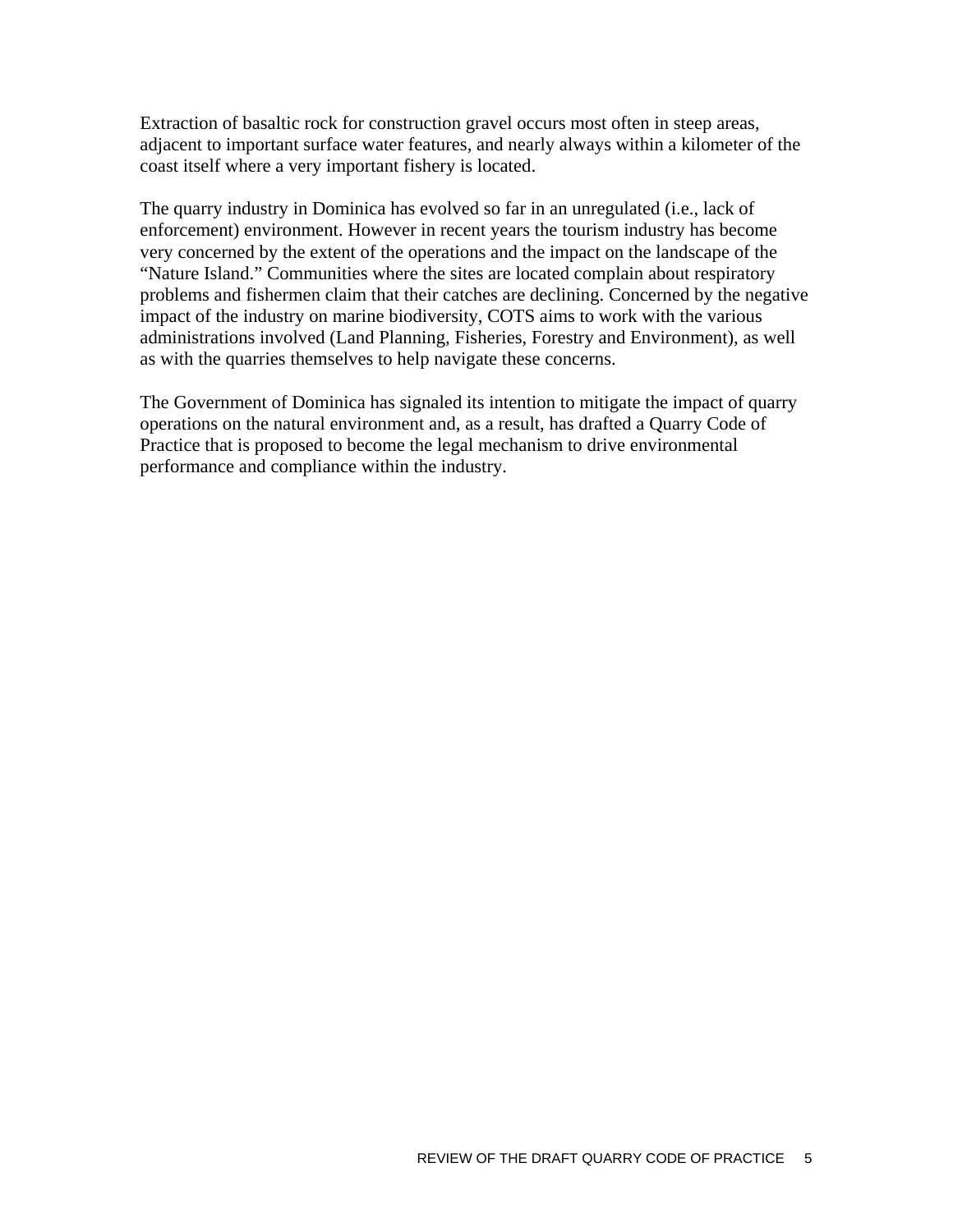Extraction of basaltic rock for construction gravel occurs most often in steep areas, adjacent to important surface water features, and nearly always within a kilometer of the coast itself where a very important fishery is located.

The quarry industry in Dominica has evolved so far in an unregulated (i.e., lack of enforcement) environment. However in recent years the tourism industry has become very concerned by the extent of the operations and the impact on the landscape of the "Nature Island." Communities where the sites are located complain about respiratory problems and fishermen claim that their catches are declining. Concerned by the negative impact of the industry on marine biodiversity, COTS aims to work with the various administrations involved (Land Planning, Fisheries, Forestry and Environment), as well as with the quarries themselves to help navigate these concerns.

The Government of Dominica has signaled its intention to mitigate the impact of quarry operations on the natural environment and, as a result, has drafted a Quarry Code of Practice that is proposed to become the legal mechanism to drive environmental performance and compliance within the industry.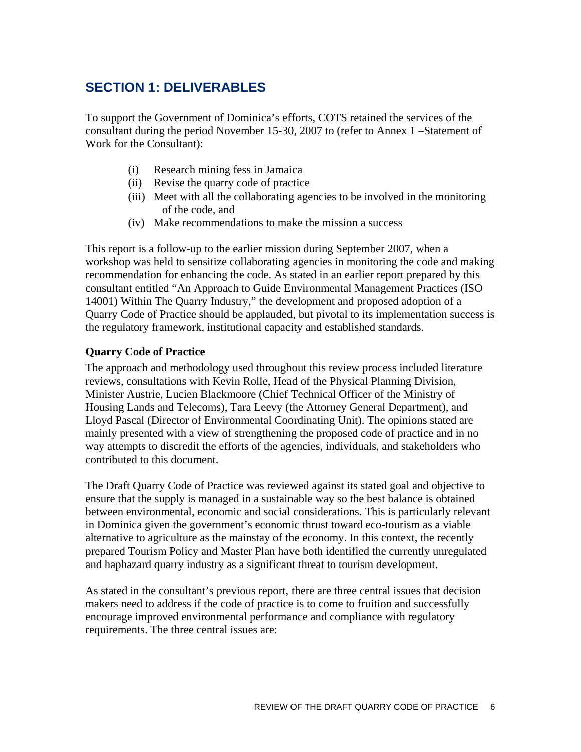## SECTION 1: DELIVERABLES

To support the Government of Dominica's efforts, COTS retained the services of the consultant during the period November 15-30, 2007 to (refer to Annex 1 –Statement of Work for the Consultant):

(i) Research mining fess in Jamaica
(ii) Revise the quarry code of practice
(iii) Meet with all the collaborating agencies to be involved in the monitoring of the code, and
(iv) Make recommendations to make the mission a success

This report is a follow-up to the earlier mission during September 2007, when a workshop was held to sensitize collaborating agencies in monitoring the code and making recommendation for enhancing the code. As stated in an earlier report prepared by this consultant entitled "An Approach to Guide Environmental Management Practices (ISO 14001) Within The Quarry Industry," the development and proposed adoption of a Quarry Code of Practice should be applauded, but pivotal to its implementation success is the regulatory framework, institutional capacity and established standards.

### Quarry Code of Practice

The approach and methodology used throughout this review process included literature reviews, consultations with Kevin Rolle, Head of the Physical Planning Division, Minister Austrie, Lucien Blackmoore (Chief Technical Officer of the Ministry of Housing Lands and Telecoms), Tara Leevy (the Attorney General Department), and Lloyd Pascal (Director of Environmental Coordinating Unit). The opinions stated are mainly presented with a view of strengthening the proposed code of practice and in no way attempts to discredit the efforts of the agencies, individuals, and stakeholders who contributed to this document.

The Draft Quarry Code of Practice was reviewed against its stated goal and objective to ensure that the supply is managed in a sustainable way so the best balance is obtained between environmental, economic and social considerations. This is particularly relevant in Dominica given the government's economic thrust toward eco-tourism as a viable alternative to agriculture as the mainstay of the economy. In this context, the recently prepared Tourism Policy and Master Plan have both identified the currently unregulated and haphazard quarry industry as a significant threat to tourism development.

As stated in the consultant's previous report, there are three central issues that decision makers need to address if the code of practice is to come to fruition and successfully encourage improved environmental performance and compliance with regulatory requirements. The three central issues are: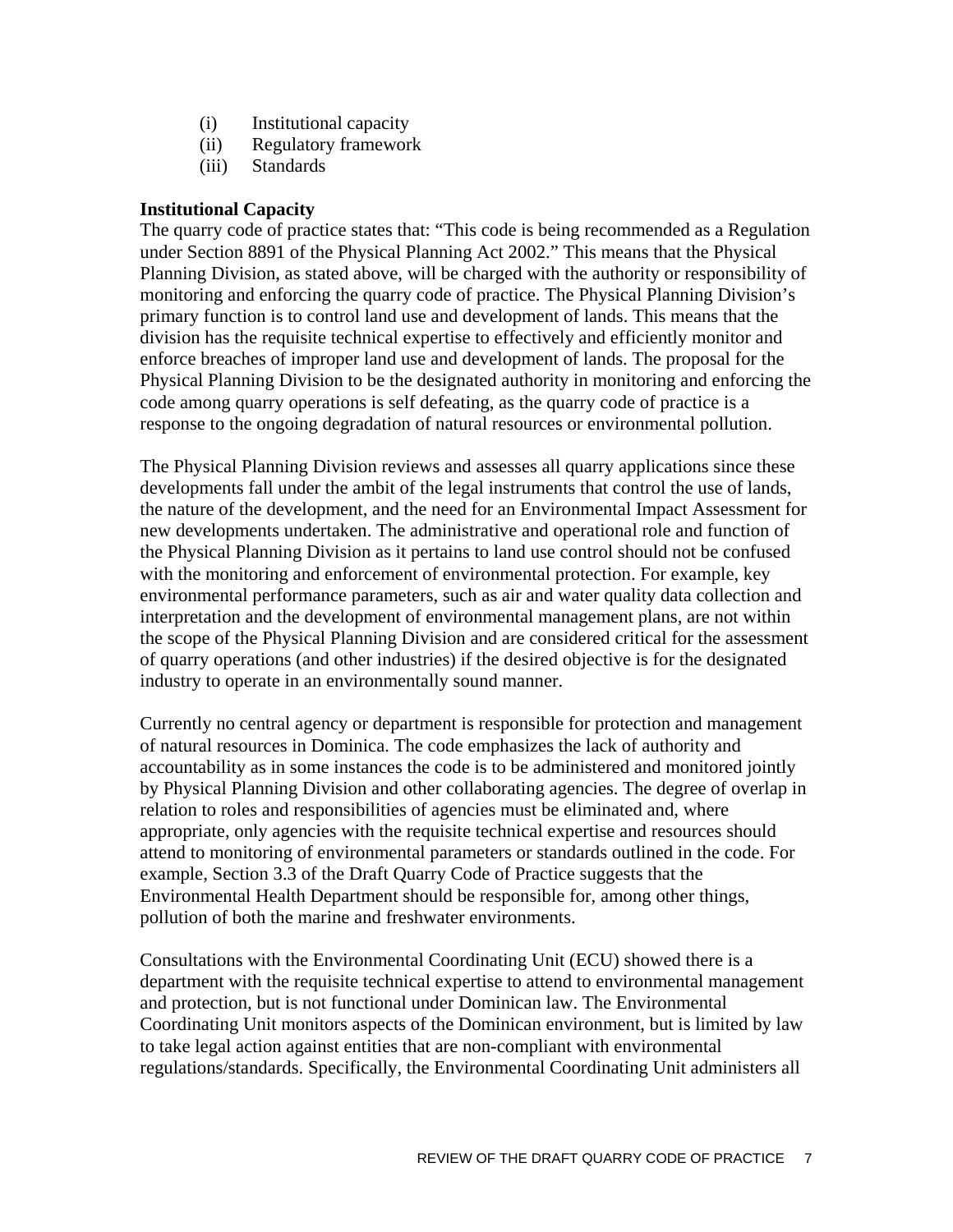(i) Institutional capacity
(ii) Regulatory framework
(iii) Standards

**Institutional Capacity**

The quarry code of practice states that: "This code is being recommended as a Regulation under Section 8891 of the Physical Planning Act 2002." This means that the Physical Planning Division, as stated above, will be charged with the authority or responsibility of monitoring and enforcing the quarry code of practice. The Physical Planning Division's primary function is to control land use and development of lands. This means that the division has the requisite technical expertise to effectively and efficiently monitor and enforce breaches of improper land use and development of lands. The proposal for the Physical Planning Division to be the designated authority in monitoring and enforcing the code among quarry operations is self defeating, as the quarry code of practice is a response to the ongoing degradation of natural resources or environmental pollution.

The Physical Planning Division reviews and assesses all quarry applications since these developments fall under the ambit of the legal instruments that control the use of lands, the nature of the development, and the need for an Environmental Impact Assessment for new developments undertaken. The administrative and operational role and function of the Physical Planning Division as it pertains to land use control should not be confused with the monitoring and enforcement of environmental protection. For example, key environmental performance parameters, such as air and water quality data collection and interpretation and the development of environmental management plans, are not within the scope of the Physical Planning Division and are considered critical for the assessment of quarry operations (and other industries) if the desired objective is for the designated industry to operate in an environmentally sound manner.

Currently no central agency or department is responsible for protection and management of natural resources in Dominica. The code emphasizes the lack of authority and accountability as in some instances the code is to be administered and monitored jointly by Physical Planning Division and other collaborating agencies. The degree of overlap in relation to roles and responsibilities of agencies must be eliminated and, where appropriate, only agencies with the requisite technical expertise and resources should attend to monitoring of environmental parameters or standards outlined in the code. For example, Section 3.3 of the Draft Quarry Code of Practice suggests that the Environmental Health Department should be responsible for, among other things, pollution of both the marine and freshwater environments.

Consultations with the Environmental Coordinating Unit (ECU) showed there is a department with the requisite technical expertise to attend to environmental management and protection, but is not functional under Dominican law. The Environmental Coordinating Unit monitors aspects of the Dominican environment, but is limited by law to take legal action against entities that are non-compliant with environmental regulations/standards. Specifically, the Environmental Coordinating Unit administers all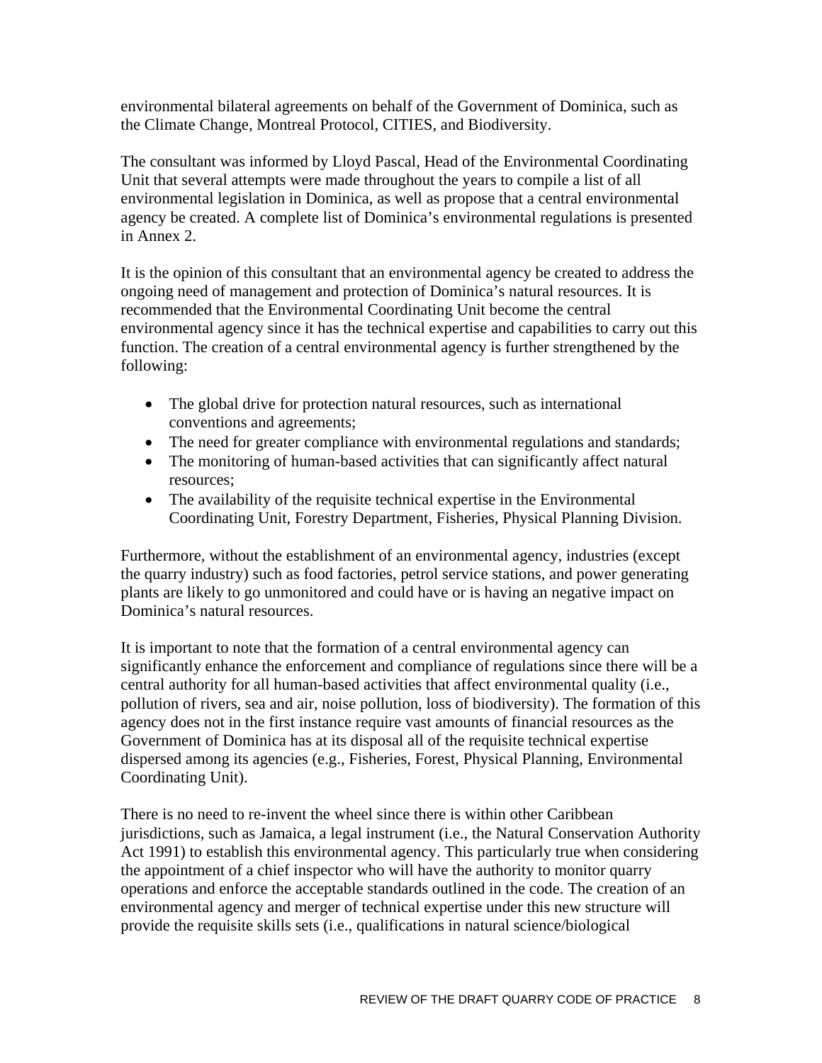environmental bilateral agreements on behalf of the Government of Dominica, such as the Climate Change, Montreal Protocol, CITIES, and Biodiversity.

The consultant was informed by Lloyd Pascal, Head of the Environmental Coordinating Unit that several attempts were made throughout the years to compile a list of all environmental legislation in Dominica, as well as propose that a central environmental agency be created. A complete list of Dominica's environmental regulations is presented in Annex 2.

It is the opinion of this consultant that an environmental agency be created to address the ongoing need of management and protection of Dominica's natural resources. It is recommended that the Environmental Coordinating Unit become the central environmental agency since it has the technical expertise and capabilities to carry out this function. The creation of a central environmental agency is further strengthened by the following:

- The global drive for protection natural resources, such as international conventions and agreements;
- The need for greater compliance with environmental regulations and standards;
- The monitoring of human-based activities that can significantly affect natural resources;
- The availability of the requisite technical expertise in the Environmental Coordinating Unit, Forestry Department, Fisheries, Physical Planning Division.

Furthermore, without the establishment of an environmental agency, industries (except the quarry industry) such as food factories, petrol service stations, and power generating plants are likely to go unmonitored and could have or is having an negative impact on Dominica's natural resources.

It is important to note that the formation of a central environmental agency can significantly enhance the enforcement and compliance of regulations since there will be a central authority for all human-based activities that affect environmental quality (i.e., pollution of rivers, sea and air, noise pollution, loss of biodiversity). The formation of this agency does not in the first instance require vast amounts of financial resources as the Government of Dominica has at its disposal all of the requisite technical expertise dispersed among its agencies (e.g., Fisheries, Forest, Physical Planning, Environmental Coordinating Unit).

There is no need to re-invent the wheel since there is within other Caribbean jurisdictions, such as Jamaica, a legal instrument (i.e., the Natural Conservation Authority Act 1991) to establish this environmental agency. This particularly true when considering the appointment of a chief inspector who will have the authority to monitor quarry operations and enforce the acceptable standards outlined in the code. The creation of an environmental agency and merger of technical expertise under this new structure will provide the requisite skills sets (i.e., qualifications in natural science/biological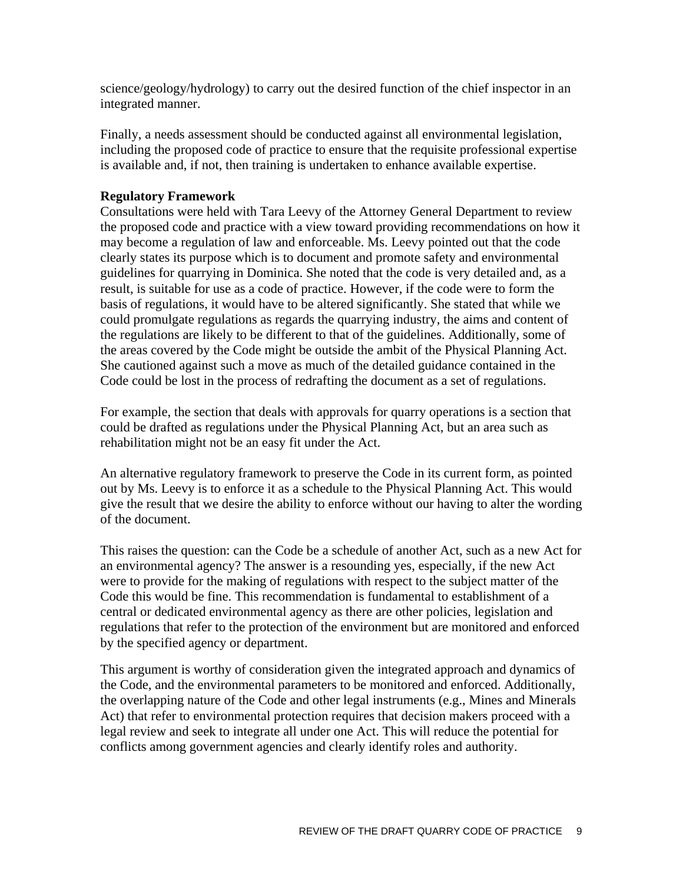science/geology/hydrology) to carry out the desired function of the chief inspector in an integrated manner.

Finally, a needs assessment should be conducted against all environmental legislation, including the proposed code of practice to ensure that the requisite professional expertise is available and, if not, then training is undertaken to enhance available expertise.

**Regulatory Framework**

Consultations were held with Tara Leevy of the Attorney General Department to review the proposed code and practice with a view toward providing recommendations on how it may become a regulation of law and enforceable. Ms. Leevy pointed out that the code clearly states its purpose which is to document and promote safety and environmental guidelines for quarrying in Dominica. She noted that the code is very detailed and, as a result, is suitable for use as a code of practice. However, if the code were to form the basis of regulations, it would have to be altered significantly. She stated that while we could promulgate regulations as regards the quarrying industry, the aims and content of the regulations are likely to be different to that of the guidelines. Additionally, some of the areas covered by the Code might be outside the ambit of the Physical Planning Act. She cautioned against such a move as much of the detailed guidance contained in the Code could be lost in the process of redrafting the document as a set of regulations.

For example, the section that deals with approvals for quarry operations is a section that could be drafted as regulations under the Physical Planning Act, but an area such as rehabilitation might not be an easy fit under the Act.

An alternative regulatory framework to preserve the Code in its current form, as pointed out by Ms. Leevy is to enforce it as a schedule to the Physical Planning Act. This would give the result that we desire the ability to enforce without our having to alter the wording of the document.

This raises the question: can the Code be a schedule of another Act, such as a new Act for an environmental agency? The answer is a resounding yes, especially, if the new Act were to provide for the making of regulations with respect to the subject matter of the Code this would be fine. This recommendation is fundamental to establishment of a central or dedicated environmental agency as there are other policies, legislation and regulations that refer to the protection of the environment but are monitored and enforced by the specified agency or department.

This argument is worthy of consideration given the integrated approach and dynamics of the Code, and the environmental parameters to be monitored and enforced. Additionally, the overlapping nature of the Code and other legal instruments (e.g., Mines and Minerals Act) that refer to environmental protection requires that decision makers proceed with a legal review and seek to integrate all under one Act. This will reduce the potential for conflicts among government agencies and clearly identify roles and authority.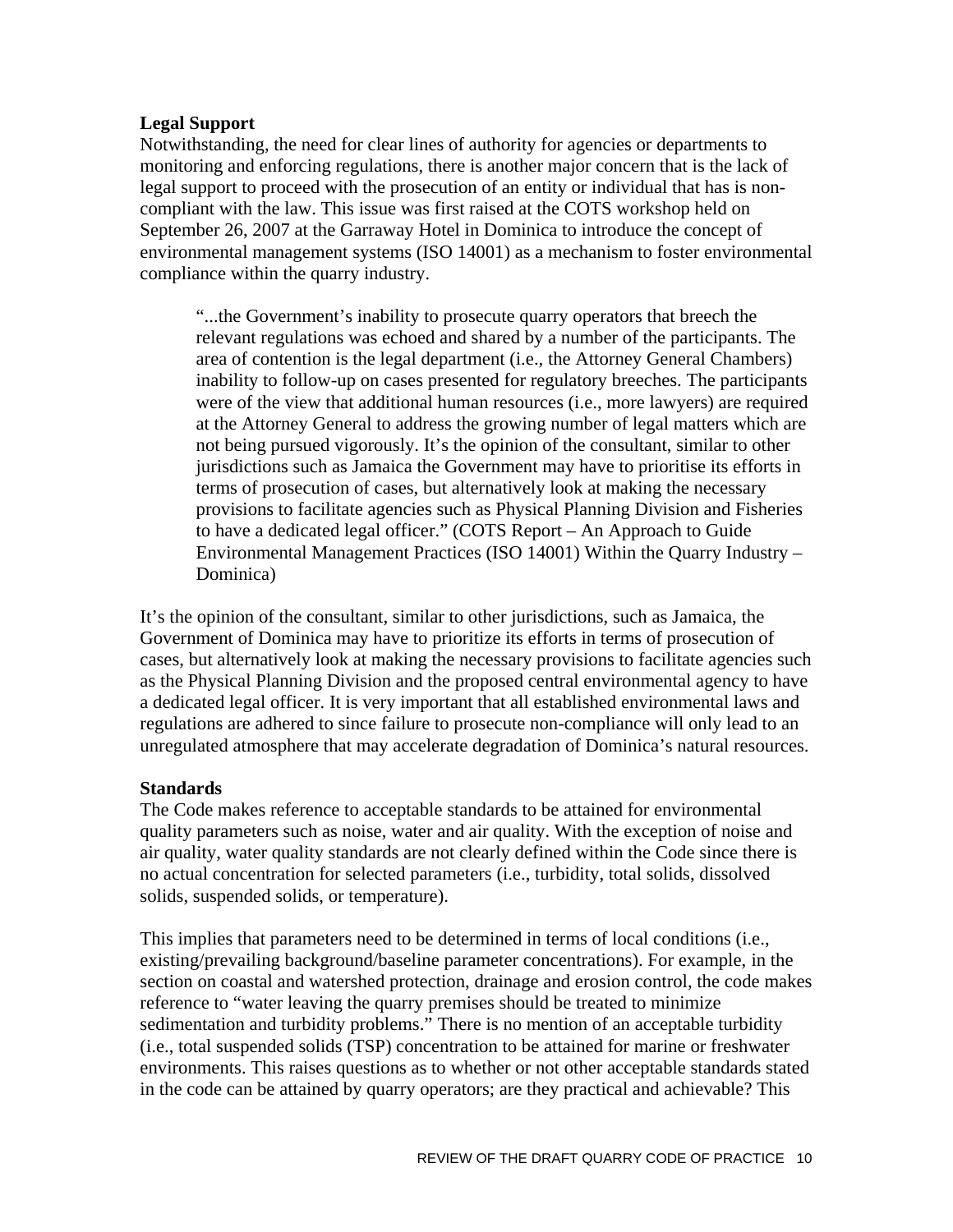**Legal Support**

Notwithstanding, the need for clear lines of authority for agencies or departments to monitoring and enforcing regulations, there is another major concern that is the lack of legal support to proceed with the prosecution of an entity or individual that has is non-compliant with the law. This issue was first raised at the COTS workshop held on September 26, 2007 at the Garraway Hotel in Dominica to introduce the concept of environmental management systems (ISO 14001) as a mechanism to foster environmental compliance within the quarry industry.

> "...the Government's inability to prosecute quarry operators that breech the relevant regulations was echoed and shared by a number of the participants. The area of contention is the legal department (i.e., the Attorney General Chambers) inability to follow-up on cases presented for regulatory breeches. The participants were of the view that additional human resources (i.e., more lawyers) are required at the Attorney General to address the growing number of legal matters which are not being pursued vigorously. It's the opinion of the consultant, similar to other jurisdictions such as Jamaica the Government may have to prioritise its efforts in terms of prosecution of cases, but alternatively look at making the necessary provisions to facilitate agencies such as Physical Planning Division and Fisheries to have a dedicated legal officer." (COTS Report – An Approach to Guide Environmental Management Practices (ISO 14001) Within the Quarry Industry – Dominica)

It's the opinion of the consultant, similar to other jurisdictions, such as Jamaica, the Government of Dominica may have to prioritize its efforts in terms of prosecution of cases, but alternatively look at making the necessary provisions to facilitate agencies such as the Physical Planning Division and the proposed central environmental agency to have a dedicated legal officer. It is very important that all established environmental laws and regulations are adhered to since failure to prosecute non-compliance will only lead to an unregulated atmosphere that may accelerate degradation of Dominica's natural resources.

**Standards**

The Code makes reference to acceptable standards to be attained for environmental quality parameters such as noise, water and air quality. With the exception of noise and air quality, water quality standards are not clearly defined within the Code since there is no actual concentration for selected parameters (i.e., turbidity, total solids, dissolved solids, suspended solids, or temperature).

This implies that parameters need to be determined in terms of local conditions (i.e., existing/prevailing background/baseline parameter concentrations). For example, in the section on coastal and watershed protection, drainage and erosion control, the code makes reference to "water leaving the quarry premises should be treated to minimize sedimentation and turbidity problems." There is no mention of an acceptable turbidity (i.e., total suspended solids (TSP) concentration to be attained for marine or freshwater environments. This raises questions as to whether or not other acceptable standards stated in the code can be attained by quarry operators; are they practical and achievable? This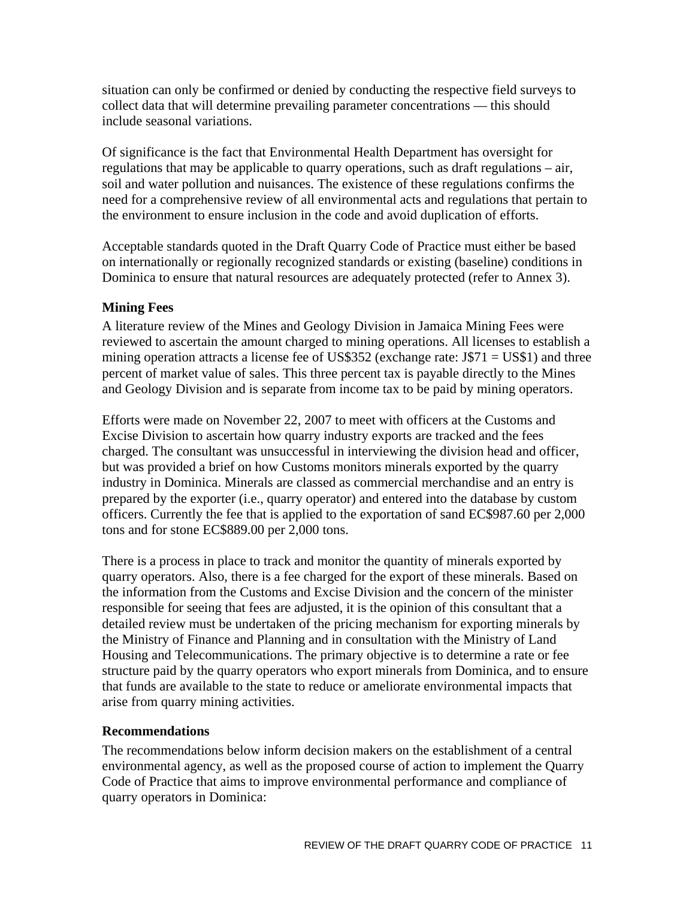situation can only be confirmed or denied by conducting the respective field surveys to collect data that will determine prevailing parameter concentrations — this should include seasonal variations.

Of significance is the fact that Environmental Health Department has oversight for regulations that may be applicable to quarry operations, such as draft regulations – air, soil and water pollution and nuisances. The existence of these regulations confirms the need for a comprehensive review of all environmental acts and regulations that pertain to the environment to ensure inclusion in the code and avoid duplication of efforts.

Acceptable standards quoted in the Draft Quarry Code of Practice must either be based on internationally or regionally recognized standards or existing (baseline) conditions in Dominica to ensure that natural resources are adequately protected (refer to Annex 3).

### Mining Fees

A literature review of the Mines and Geology Division in Jamaica Mining Fees were reviewed to ascertain the amount charged to mining operations. All licenses to establish a mining operation attracts a license fee of US$352 (exchange rate: J$71 = US$1) and three percent of market value of sales. This three percent tax is payable directly to the Mines and Geology Division and is separate from income tax to be paid by mining operators.

Efforts were made on November 22, 2007 to meet with officers at the Customs and Excise Division to ascertain how quarry industry exports are tracked and the fees charged. The consultant was unsuccessful in interviewing the division head and officer, but was provided a brief on how Customs monitors minerals exported by the quarry industry in Dominica. Minerals are classed as commercial merchandise and an entry is prepared by the exporter (i.e., quarry operator) and entered into the database by custom officers. Currently the fee that is applied to the exportation of sand EC$987.60 per 2,000 tons and for stone EC$889.00 per 2,000 tons.

There is a process in place to track and monitor the quantity of minerals exported by quarry operators. Also, there is a fee charged for the export of these minerals. Based on the information from the Customs and Excise Division and the concern of the minister responsible for seeing that fees are adjusted, it is the opinion of this consultant that a detailed review must be undertaken of the pricing mechanism for exporting minerals by the Ministry of Finance and Planning and in consultation with the Ministry of Land Housing and Telecommunications. The primary objective is to determine a rate or fee structure paid by the quarry operators who export minerals from Dominica, and to ensure that funds are available to the state to reduce or ameliorate environmental impacts that arise from quarry mining activities.

### Recommendations

The recommendations below inform decision makers on the establishment of a central environmental agency, as well as the proposed course of action to implement the Quarry Code of Practice that aims to improve environmental performance and compliance of quarry operators in Dominica: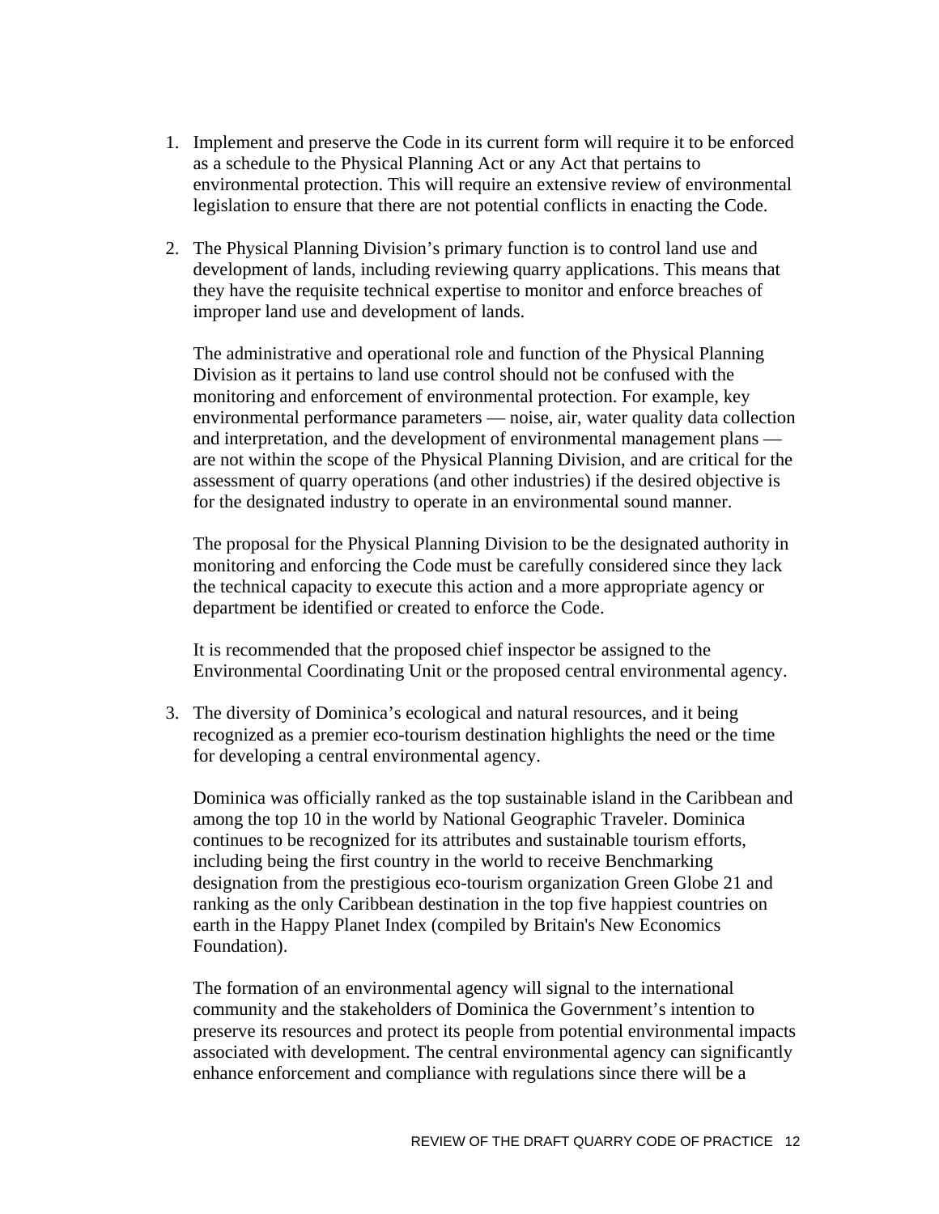1. Implement and preserve the Code in its current form will require it to be enforced as a schedule to the Physical Planning Act or any Act that pertains to environmental protection. This will require an extensive review of environmental legislation to ensure that there are not potential conflicts in enacting the Code.

2. The Physical Planning Division's primary function is to control land use and development of lands, including reviewing quarry applications. This means that they have the requisite technical expertise to monitor and enforce breaches of improper land use and development of lands.

   The administrative and operational role and function of the Physical Planning Division as it pertains to land use control should not be confused with the monitoring and enforcement of environmental protection. For example, key environmental performance parameters — noise, air, water quality data collection and interpretation, and the development of environmental management plans — are not within the scope of the Physical Planning Division, and are critical for the assessment of quarry operations (and other industries) if the desired objective is for the designated industry to operate in an environmental sound manner.

   The proposal for the Physical Planning Division to be the designated authority in monitoring and enforcing the Code must be carefully considered since they lack the technical capacity to execute this action and a more appropriate agency or department be identified or created to enforce the Code.

   It is recommended that the proposed chief inspector be assigned to the Environmental Coordinating Unit or the proposed central environmental agency.

3. The diversity of Dominica's ecological and natural resources, and it being recognized as a premier eco-tourism destination highlights the need or the time for developing a central environmental agency.

   Dominica was officially ranked as the top sustainable island in the Caribbean and among the top 10 in the world by National Geographic Traveler. Dominica continues to be recognized for its attributes and sustainable tourism efforts, including being the first country in the world to receive Benchmarking designation from the prestigious eco-tourism organization Green Globe 21 and ranking as the only Caribbean destination in the top five happiest countries on earth in the Happy Planet Index (compiled by Britain's New Economics Foundation).

   The formation of an environmental agency will signal to the international community and the stakeholders of Dominica the Government's intention to preserve its resources and protect its people from potential environmental impacts associated with development. The central environmental agency can significantly enhance enforcement and compliance with regulations since there will be a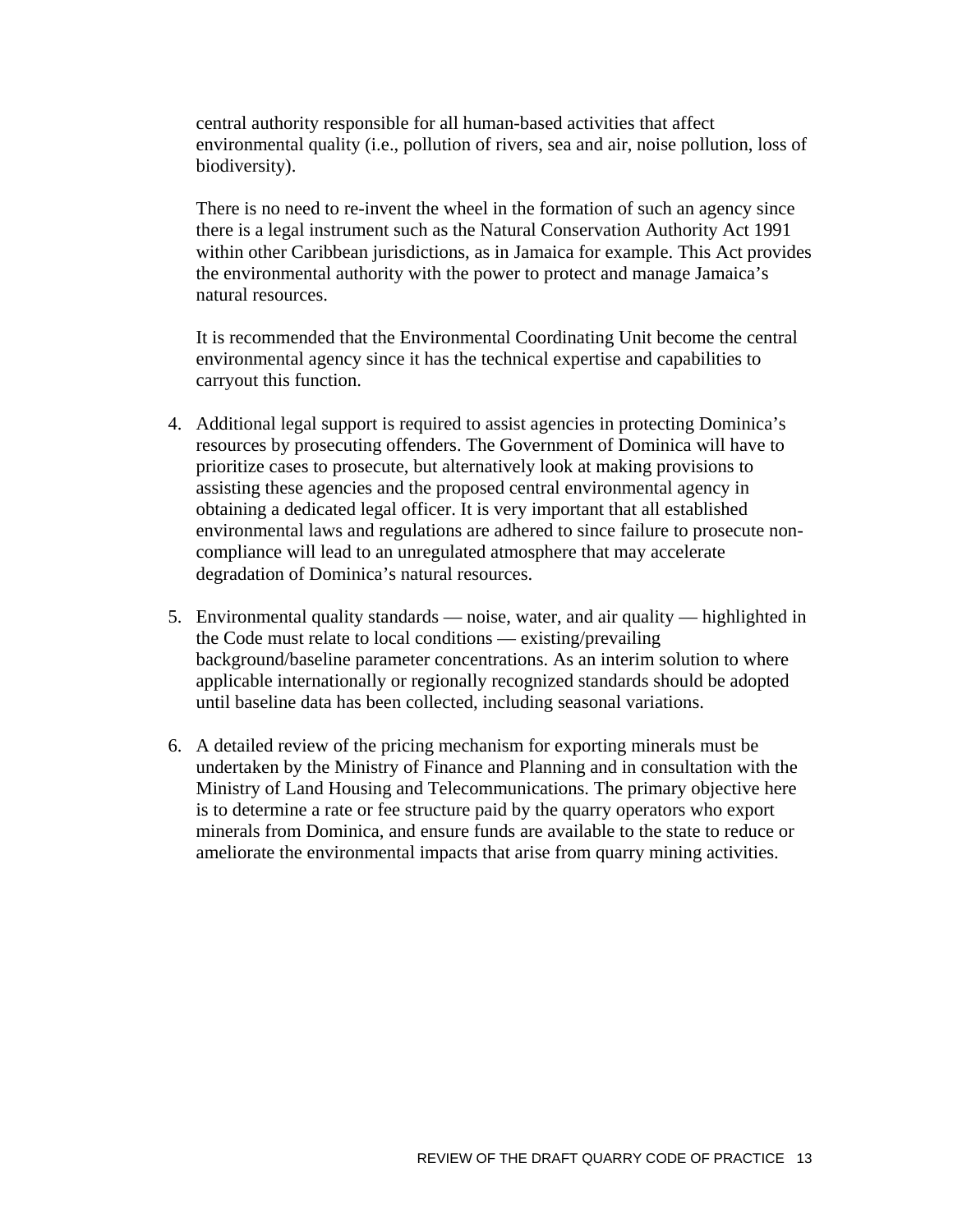central authority responsible for all human-based activities that affect environmental quality (i.e., pollution of rivers, sea and air, noise pollution, loss of biodiversity).

There is no need to re-invent the wheel in the formation of such an agency since there is a legal instrument such as the Natural Conservation Authority Act 1991 within other Caribbean jurisdictions, as in Jamaica for example. This Act provides the environmental authority with the power to protect and manage Jamaica's natural resources.

It is recommended that the Environmental Coordinating Unit become the central environmental agency since it has the technical expertise and capabilities to carryout this function.

4. Additional legal support is required to assist agencies in protecting Dominica's resources by prosecuting offenders. The Government of Dominica will have to prioritize cases to prosecute, but alternatively look at making provisions to assisting these agencies and the proposed central environmental agency in obtaining a dedicated legal officer. It is very important that all established environmental laws and regulations are adhered to since failure to prosecute non-compliance will lead to an unregulated atmosphere that may accelerate degradation of Dominica's natural resources.

5. Environmental quality standards — noise, water, and air quality — highlighted in the Code must relate to local conditions — existing/prevailing background/baseline parameter concentrations. As an interim solution to where applicable internationally or regionally recognized standards should be adopted until baseline data has been collected, including seasonal variations.

6. A detailed review of the pricing mechanism for exporting minerals must be undertaken by the Ministry of Finance and Planning and in consultation with the Ministry of Land Housing and Telecommunications. The primary objective here is to determine a rate or fee structure paid by the quarry operators who export minerals from Dominica, and ensure funds are available to the state to reduce or ameliorate the environmental impacts that arise from quarry mining activities.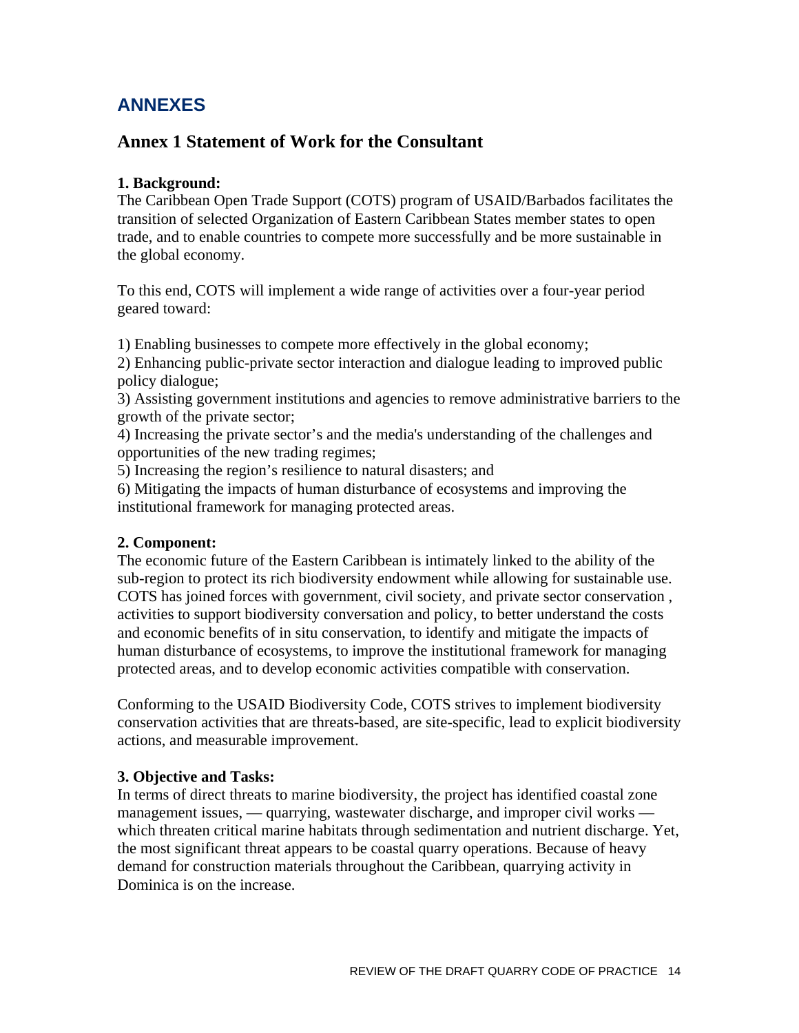# ANNEXES

## Annex 1 Statement of Work for the Consultant

**1. Background:**
The Caribbean Open Trade Support (COTS) program of USAID/Barbados facilitates the transition of selected Organization of Eastern Caribbean States member states to open trade, and to enable countries to compete more successfully and be more sustainable in the global economy.

To this end, COTS will implement a wide range of activities over a four-year period geared toward:

1) Enabling businesses to compete more effectively in the global economy;
2) Enhancing public-private sector interaction and dialogue leading to improved public policy dialogue;
3) Assisting government institutions and agencies to remove administrative barriers to the growth of the private sector;
4) Increasing the private sector's and the media's understanding of the challenges and opportunities of the new trading regimes;
5) Increasing the region's resilience to natural disasters; and
6) Mitigating the impacts of human disturbance of ecosystems and improving the institutional framework for managing protected areas.

**2. Component:**
The economic future of the Eastern Caribbean is intimately linked to the ability of the sub-region to protect its rich biodiversity endowment while allowing for sustainable use. COTS has joined forces with government, civil society, and private sector conservation , activities to support biodiversity conversation and policy, to better understand the costs and economic benefits of in situ conservation, to identify and mitigate the impacts of human disturbance of ecosystems, to improve the institutional framework for managing protected areas, and to develop economic activities compatible with conservation.

Conforming to the USAID Biodiversity Code, COTS strives to implement biodiversity conservation activities that are threats-based, are site-specific, lead to explicit biodiversity actions, and measurable improvement.

**3. Objective and Tasks:**
In terms of direct threats to marine biodiversity, the project has identified coastal zone management issues, — quarrying, wastewater discharge, and improper civil works — which threaten critical marine habitats through sedimentation and nutrient discharge. Yet, the most significant threat appears to be coastal quarry operations. Because of heavy demand for construction materials throughout the Caribbean, quarrying activity in Dominica is on the increase.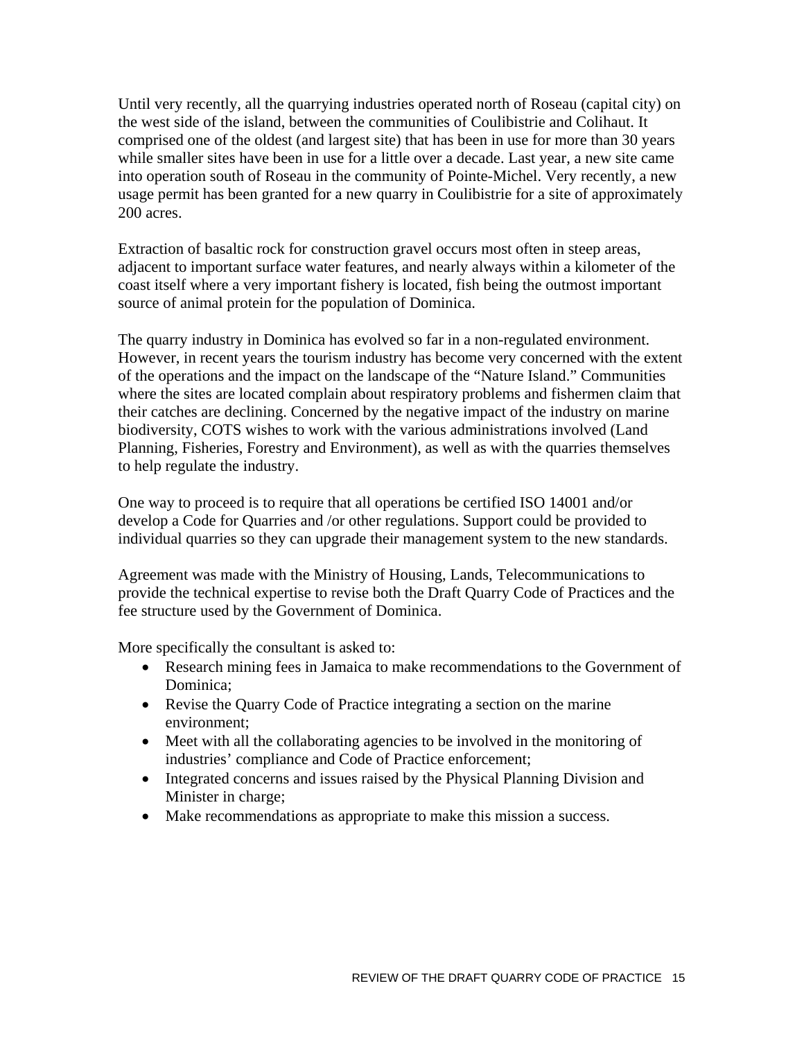Until very recently, all the quarrying industries operated north of Roseau (capital city) on the west side of the island, between the communities of Coulibistrie and Colihaut. It comprised one of the oldest (and largest site) that has been in use for more than 30 years while smaller sites have been in use for a little over a decade. Last year, a new site came into operation south of Roseau in the community of Pointe-Michel. Very recently, a new usage permit has been granted for a new quarry in Coulibistrie for a site of approximately 200 acres.

Extraction of basaltic rock for construction gravel occurs most often in steep areas, adjacent to important surface water features, and nearly always within a kilometer of the coast itself where a very important fishery is located, fish being the outmost important source of animal protein for the population of Dominica.

The quarry industry in Dominica has evolved so far in a non-regulated environment. However, in recent years the tourism industry has become very concerned with the extent of the operations and the impact on the landscape of the "Nature Island." Communities where the sites are located complain about respiratory problems and fishermen claim that their catches are declining. Concerned by the negative impact of the industry on marine biodiversity, COTS wishes to work with the various administrations involved (Land Planning, Fisheries, Forestry and Environment), as well as with the quarries themselves to help regulate the industry.

One way to proceed is to require that all operations be certified ISO 14001 and/or develop a Code for Quarries and /or other regulations. Support could be provided to individual quarries so they can upgrade their management system to the new standards.

Agreement was made with the Ministry of Housing, Lands, Telecommunications to provide the technical expertise to revise both the Draft Quarry Code of Practices and the fee structure used by the Government of Dominica.

More specifically the consultant is asked to:

- Research mining fees in Jamaica to make recommendations to the Government of Dominica;
- Revise the Quarry Code of Practice integrating a section on the marine environment;
- Meet with all the collaborating agencies to be involved in the monitoring of industries' compliance and Code of Practice enforcement;
- Integrated concerns and issues raised by the Physical Planning Division and Minister in charge;
- Make recommendations as appropriate to make this mission a success.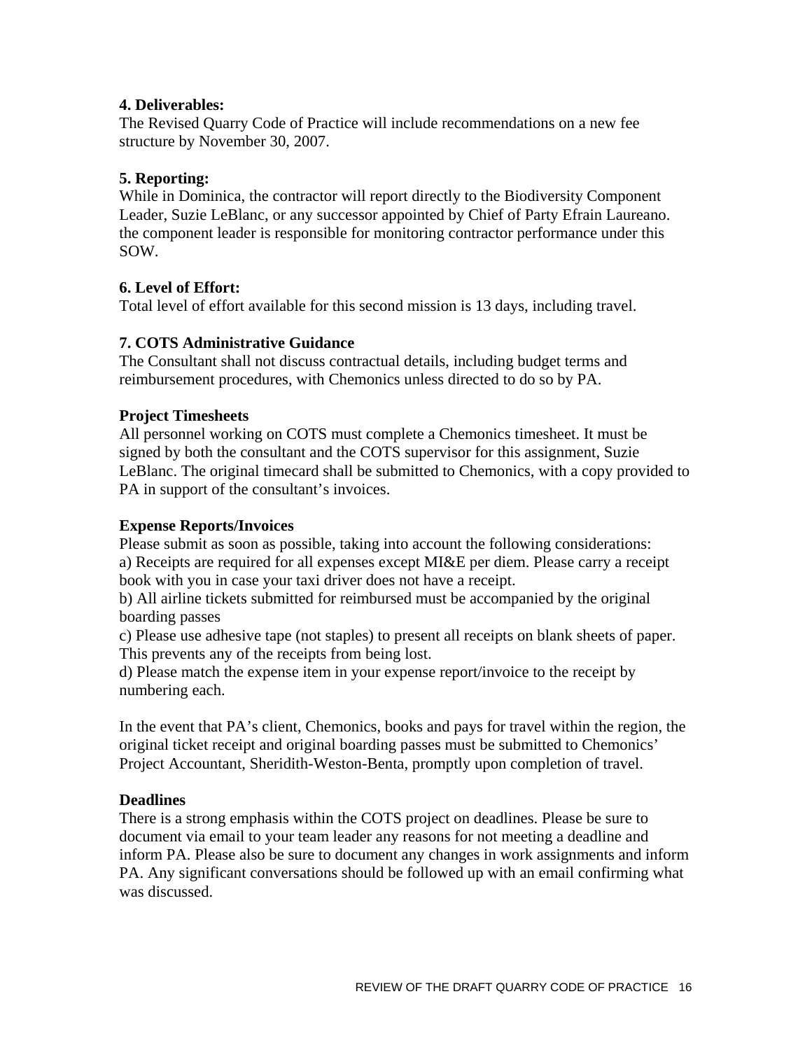**4. Deliverables:**
The Revised Quarry Code of Practice will include recommendations on a new fee structure by November 30, 2007.

**5. Reporting:**
While in Dominica, the contractor will report directly to the Biodiversity Component Leader, Suzie LeBlanc, or any successor appointed by Chief of Party Efrain Laureano. the component leader is responsible for monitoring contractor performance under this SOW.

**6. Level of Effort:**
Total level of effort available for this second mission is 13 days, including travel.

**7. COTS Administrative Guidance**
The Consultant shall not discuss contractual details, including budget terms and reimbursement procedures, with Chemonics unless directed to do so by PA.

**Project Timesheets**
All personnel working on COTS must complete a Chemonics timesheet. It must be signed by both the consultant and the COTS supervisor for this assignment, Suzie LeBlanc. The original timecard shall be submitted to Chemonics, with a copy provided to PA in support of the consultant's invoices.

**Expense Reports/Invoices**
Please submit as soon as possible, taking into account the following considerations:
a) Receipts are required for all expenses except MI&E per diem. Please carry a receipt book with you in case your taxi driver does not have a receipt.
b) All airline tickets submitted for reimbursed must be accompanied by the original boarding passes
c) Please use adhesive tape (not staples) to present all receipts on blank sheets of paper. This prevents any of the receipts from being lost.
d) Please match the expense item in your expense report/invoice to the receipt by numbering each.

In the event that PA's client, Chemonics, books and pays for travel within the region, the original ticket receipt and original boarding passes must be submitted to Chemonics' Project Accountant, Sheridith-Weston-Benta, promptly upon completion of travel.

**Deadlines**
There is a strong emphasis within the COTS project on deadlines. Please be sure to document via email to your team leader any reasons for not meeting a deadline and inform PA. Please also be sure to document any changes in work assignments and inform PA. Any significant conversations should be followed up with an email confirming what was discussed.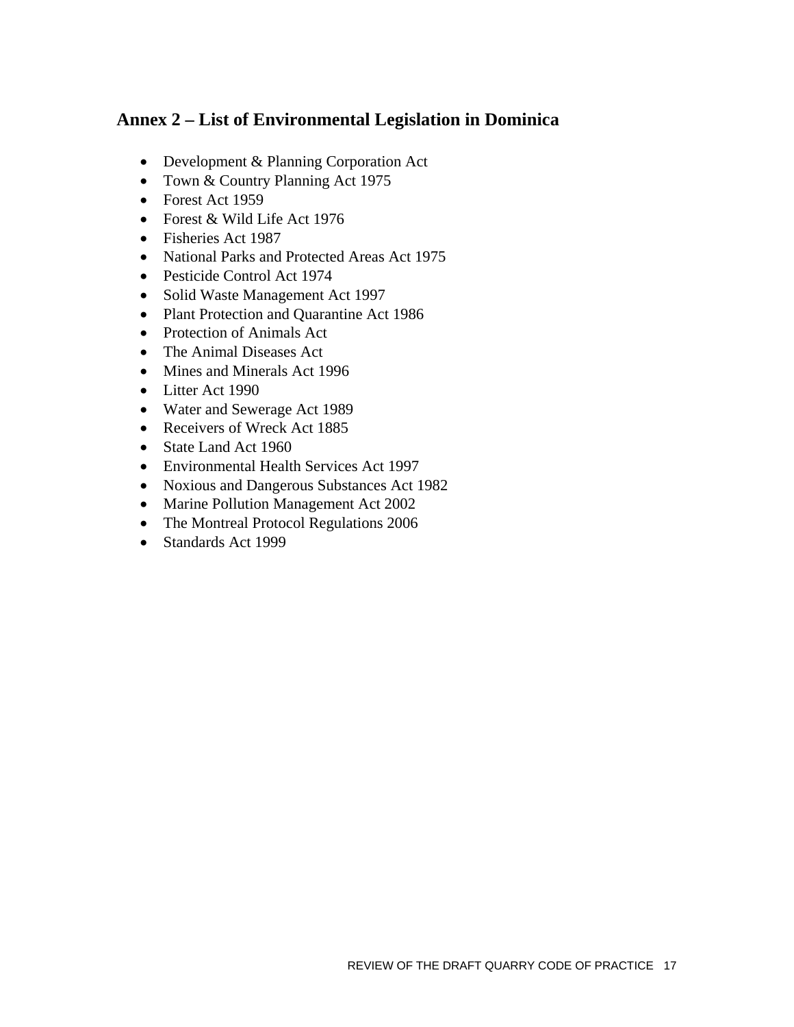## Annex 2 – List of Environmental Legislation in Dominica

- Development & Planning Corporation Act
- Town & Country Planning Act 1975
- Forest Act 1959
- Forest & Wild Life Act 1976
- Fisheries Act 1987
- National Parks and Protected Areas Act 1975
- Pesticide Control Act 1974
- Solid Waste Management Act 1997
- Plant Protection and Quarantine Act 1986
- Protection of Animals Act
- The Animal Diseases Act
- Mines and Minerals Act 1996
- Litter Act 1990
- Water and Sewerage Act 1989
- Receivers of Wreck Act 1885
- State Land Act 1960
- Environmental Health Services Act 1997
- Noxious and Dangerous Substances Act 1982
- Marine Pollution Management Act 2002
- The Montreal Protocol Regulations 2006
- Standards Act 1999